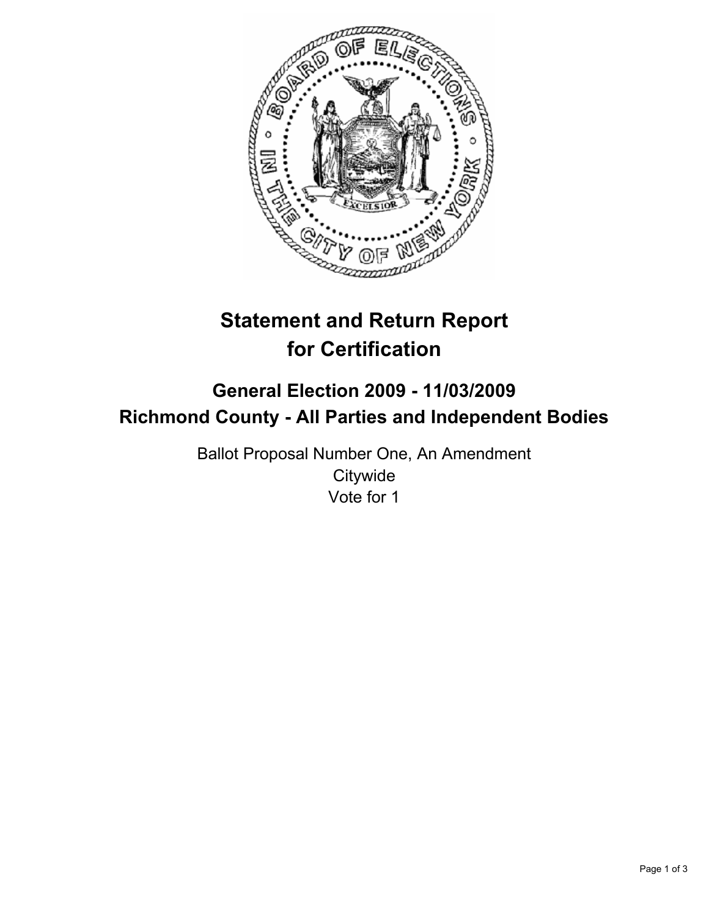# Statement and Return Report for Certification

## General Election 2009 - 11/03/2009
## Richmond County - All Parties and Independent Bodies

Ballot Proposal Number One, An Amendment
Citywide
Vote for 1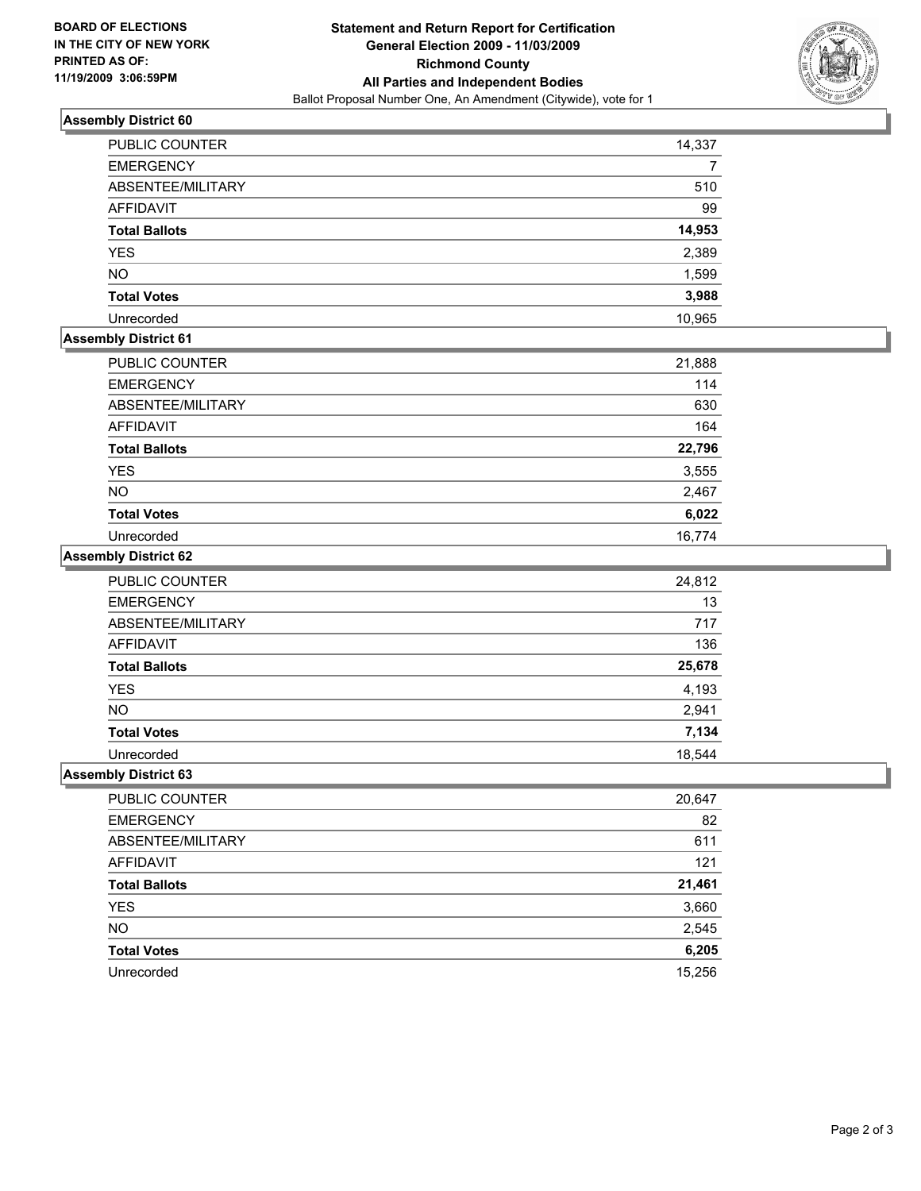**BOARD OF ELECTIONS IN THE CITY OF NEW YORK PRINTED AS OF: 11/19/2009 3:06:59PM**

# Statement and Return Report for Certification
## General Election 2009 - 11/03/2009
## Richmond County
## All Parties and Independent Bodies
Ballot Proposal Number One, An Amendment (Citywide), vote for 1

### Assembly District 60

| | |
|---|---|
| PUBLIC COUNTER | 14,337 |
| EMERGENCY | 7 |
| ABSENTEE/MILITARY | 510 |
| AFFIDAVIT | 99 |
| **Total Ballots** | **14,953** |
| YES | 2,389 |
| NO | 1,599 |
| **Total Votes** | **3,988** |
| Unrecorded | 10,965 |

### Assembly District 61

| | |
|---|---|
| PUBLIC COUNTER | 21,888 |
| EMERGENCY | 114 |
| ABSENTEE/MILITARY | 630 |
| AFFIDAVIT | 164 |
| **Total Ballots** | **22,796** |
| YES | 3,555 |
| NO | 2,467 |
| **Total Votes** | **6,022** |
| Unrecorded | 16,774 |

### Assembly District 62

| | |
|---|---|
| PUBLIC COUNTER | 24,812 |
| EMERGENCY | 13 |
| ABSENTEE/MILITARY | 717 |
| AFFIDAVIT | 136 |
| **Total Ballots** | **25,678** |
| YES | 4,193 |
| NO | 2,941 |
| **Total Votes** | **7,134** |
| Unrecorded | 18,544 |

### Assembly District 63

| | |
|---|---|
| PUBLIC COUNTER | 20,647 |
| EMERGENCY | 82 |
| ABSENTEE/MILITARY | 611 |
| AFFIDAVIT | 121 |
| **Total Ballots** | **21,461** |
| YES | 3,660 |
| NO | 2,545 |
| **Total Votes** | **6,205** |
| Unrecorded | 15,256 |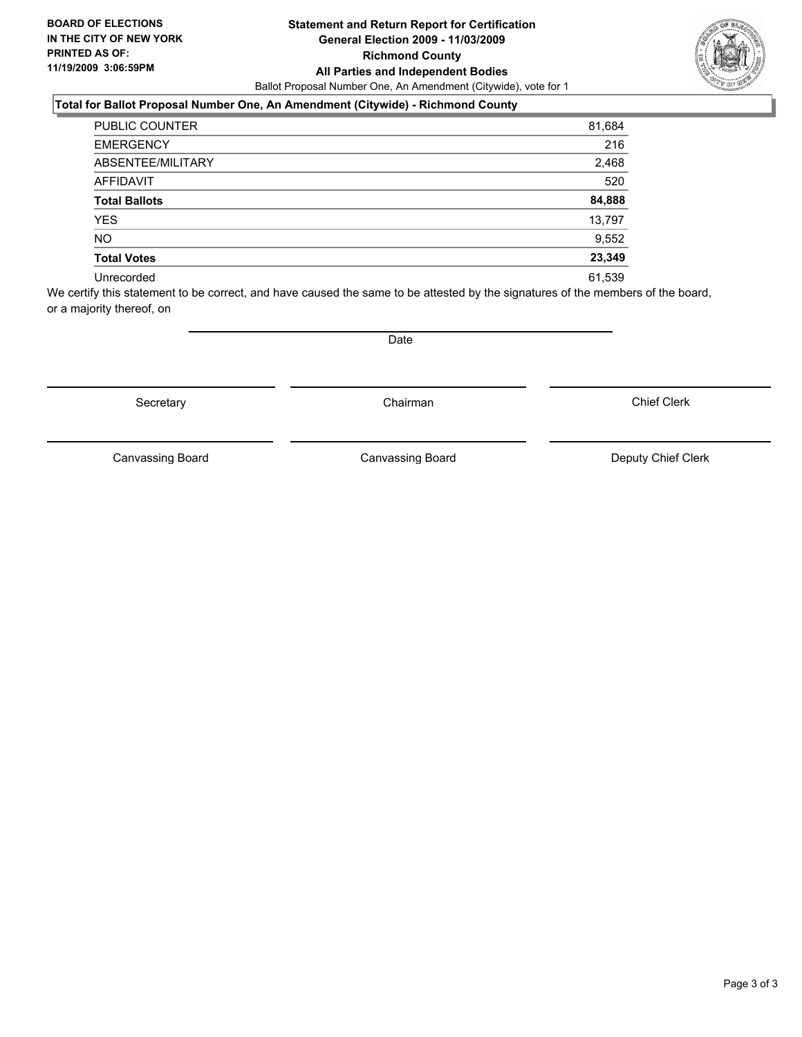**BOARD OF ELECTIONS IN THE CITY OF NEW YORK PRINTED AS OF: 11/19/2009 3:06:59PM**

**Statement and Return Report for Certification**
**General Election 2009 - 11/03/2009**
**Richmond County**
**All Parties and Independent Bodies**

Ballot Proposal Number One, An Amendment (Citywide), vote for 1

### Total for Ballot Proposal Number One, An Amendment (Citywide) - Richmond County

| | |
|---|---|
| PUBLIC COUNTER | 81,684 |
| EMERGENCY | 216 |
| ABSENTEE/MILITARY | 2,468 |
| AFFIDAVIT | 520 |
| **Total Ballots** | **84,888** |
| YES | 13,797 |
| NO | 9,552 |
| **Total Votes** | **23,349** |
| Unrecorded | 61,539 |

We certify this statement to be correct, and have caused the same to be attested by the signatures of the members of the board, or a majority thereof, on

Date

Secretary

Chairman

Chief Clerk

Canvassing Board

Canvassing Board

Deputy Chief Clerk